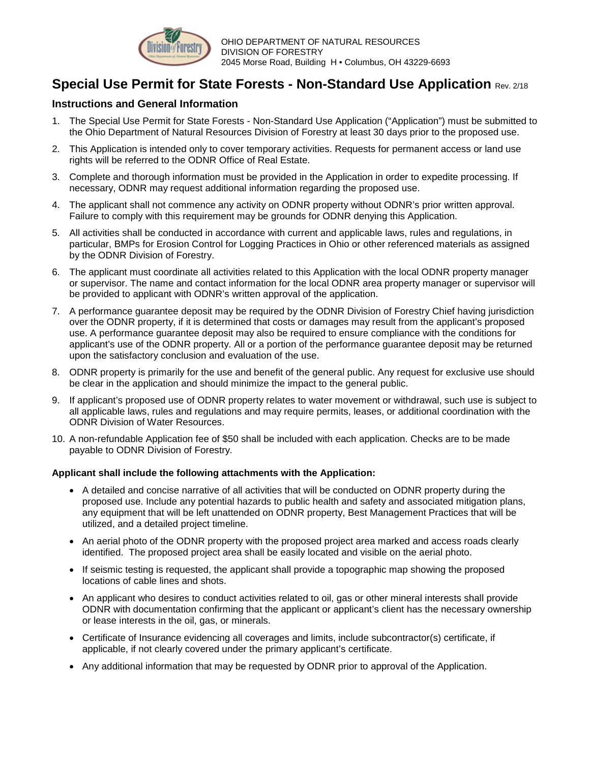OHIO DEPARTMENT OF NATURAL RESOURCES
DIVISION OF FORESTRY
2045 Morse Road, Building H • Columbus, OH 43229-6693

# Special Use Permit for State Forests - Non-Standard Use Application Rev. 2/18

### Instructions and General Information

1. The Special Use Permit for State Forests - Non-Standard Use Application ("Application") must be submitted to the Ohio Department of Natural Resources Division of Forestry at least 30 days prior to the proposed use.
2. This Application is intended only to cover temporary activities. Requests for permanent access or land use rights will be referred to the ODNR Office of Real Estate.
3. Complete and thorough information must be provided in the Application in order to expedite processing. If necessary, ODNR may request additional information regarding the proposed use.
4. The applicant shall not commence any activity on ODNR property without ODNR's prior written approval. Failure to comply with this requirement may be grounds for ODNR denying this Application.
5. All activities shall be conducted in accordance with current and applicable laws, rules and regulations, in particular, BMPs for Erosion Control for Logging Practices in Ohio or other referenced materials as assigned by the ODNR Division of Forestry.
6. The applicant must coordinate all activities related to this Application with the local ODNR property manager or supervisor. The name and contact information for the local ODNR area property manager or supervisor will be provided to applicant with ODNR's written approval of the application.
7. A performance guarantee deposit may be required by the ODNR Division of Forestry Chief having jurisdiction over the ODNR property, if it is determined that costs or damages may result from the applicant's proposed use. A performance guarantee deposit may also be required to ensure compliance with the conditions for applicant's use of the ODNR property. All or a portion of the performance guarantee deposit may be returned upon the satisfactory conclusion and evaluation of the use.
8. ODNR property is primarily for the use and benefit of the general public. Any request for exclusive use should be clear in the application and should minimize the impact to the general public.
9. If applicant's proposed use of ODNR property relates to water movement or withdrawal, such use is subject to all applicable laws, rules and regulations and may require permits, leases, or additional coordination with the ODNR Division of Water Resources.
10. A non-refundable Application fee of $50 shall be included with each application. Checks are to be made payable to ODNR Division of Forestry.

**Applicant shall include the following attachments with the Application:**

- A detailed and concise narrative of all activities that will be conducted on ODNR property during the proposed use. Include any potential hazards to public health and safety and associated mitigation plans, any equipment that will be left unattended on ODNR property, Best Management Practices that will be utilized, and a detailed project timeline.
- An aerial photo of the ODNR property with the proposed project area marked and access roads clearly identified. The proposed project area shall be easily located and visible on the aerial photo.
- If seismic testing is requested, the applicant shall provide a topographic map showing the proposed locations of cable lines and shots.
- An applicant who desires to conduct activities related to oil, gas or other mineral interests shall provide ODNR with documentation confirming that the applicant or applicant's client has the necessary ownership or lease interests in the oil, gas, or minerals.
- Certificate of Insurance evidencing all coverages and limits, include subcontractor(s) certificate, if applicable, if not clearly covered under the primary applicant's certificate.
- Any additional information that may be requested by ODNR prior to approval of the Application.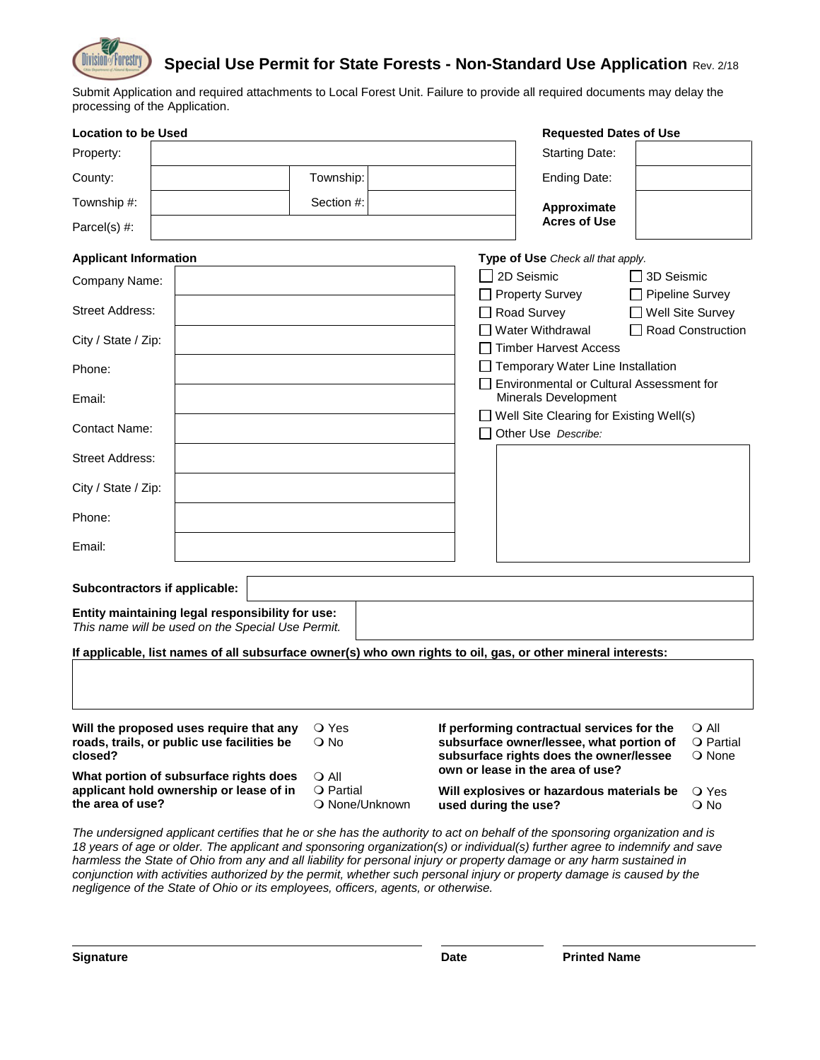# Special Use Permit for State Forests - Non-Standard Use Application Rev. 2/18

Submit Application and required attachments to Local Forest Unit. Failure to provide all required documents may delay the processing of the Application.

**Location to be Used**

| | | | |
|---|---|---|---|
| Property: | | | |
| County: | | Township: | |
| Township #: | | Section #: | |
| Parcel(s) #: | | | |

**Requested Dates of Use**

| | |
|---|---|
| Starting Date: | |
| Ending Date: | |
| **Approximate Acres of Use** | |

**Applicant Information**

| | |
|---|---|
| Company Name: | |
| Street Address: | |
| City / State / Zip: | |
| Phone: | |
| Email: | |
| Contact Name: | |
| Street Address: | |
| City / State / Zip: | |
| Phone: | |
| Email: | |

**Type of Use** *Check all that apply.*

- ☐ 2D Seismic
- ☐ 3D Seismic
- ☐ Property Survey
- ☐ Pipeline Survey
- ☐ Road Survey
- ☐ Well Site Survey
- ☐ Water Withdrawal
- ☐ Road Construction
- ☐ Timber Harvest Access
- ☐ Temporary Water Line Installation
- ☐ Environmental or Cultural Assessment for Minerals Development
- ☐ Well Site Clearing for Existing Well(s)
- ☐ Other Use *Describe:*

**Subcontractors if applicable:**

**Entity maintaining legal responsibility for use:**
*This name will be used on the Special Use Permit.*

**If applicable, list names of all subsurface owner(s) who own rights to oil, gas, or other mineral interests:**

**Will the proposed uses require that any roads, trails, or public use facilities be closed?** ❍ Yes ❍ No

**What portion of subsurface rights does applicant hold ownership or lease of in the area of use?** ❍ All ❍ Partial ❍ None/Unknown

**If performing contractual services for the subsurface owner/lessee, what portion of subsurface rights does the owner/lessee own or lease in the area of use?** ❍ All ❍ Partial ❍ None

**Will explosives or hazardous materials be used during the use?** ❍ Yes ❍ No

*The undersigned applicant certifies that he or she has the authority to act on behalf of the sponsoring organization and is 18 years of age or older. The applicant and sponsoring organization(s) or individual(s) further agree to indemnify and save harmless the State of Ohio from any and all liability for personal injury or property damage or any harm sustained in conjunction with activities authorized by the permit, whether such personal injury or property damage is caused by the negligence of the State of Ohio or its employees, officers, agents, or otherwise.*

**Signature** **Date** **Printed Name**